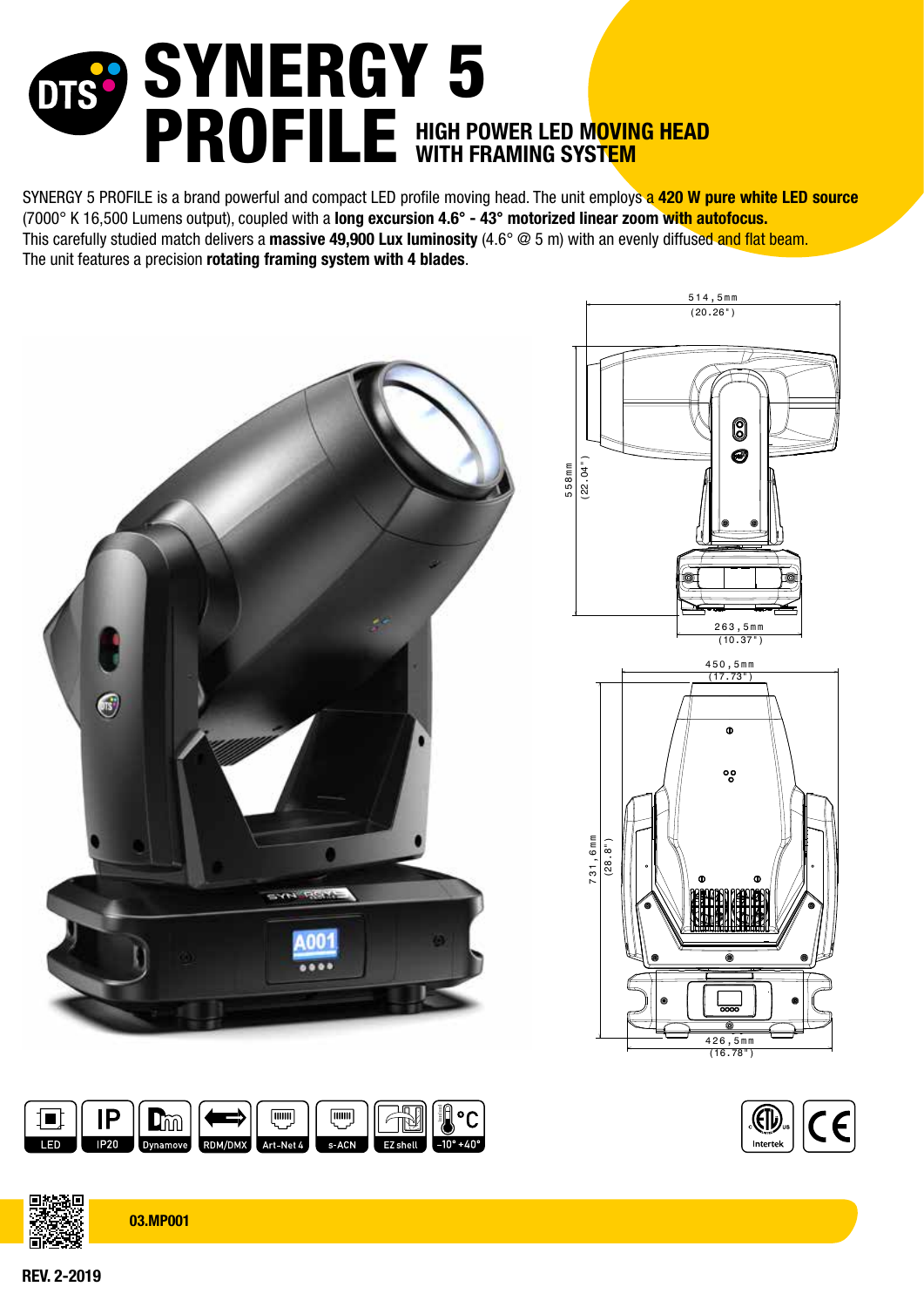# SYNERGY 5 PROFILE

## HIGH POWER LED MOVING HEAD WITH FRAMING SYSTEM

SYNERGY 5 PROFILE is a brand powerful and compact LED profile moving head. The unit employs a **420 W pure white LED source** (7000° K 16,500 Lumens output), coupled with a **long excursion 4.6° - 43° motorized linear zoom with autofocus.**
This carefully studied match delivers a **massive 49,900 Lux luminosity** (4.6° @ 5 m) with an evenly diffused and flat beam.
The unit features a precision **rotating framing system with 4 blades**.

514,5mm (20.26")

558mm (22.04")

263,5mm (10.37")

450,5mm (17.73")

731,6mm (28.8")

426,5mm (16.78")

LED | IP20 | Dynamove | RDM/DMX | Art-Net 4 | s-ACN | EZ shell | -10° +40°

Intertek | CE

03.MP001

REV. 2-2019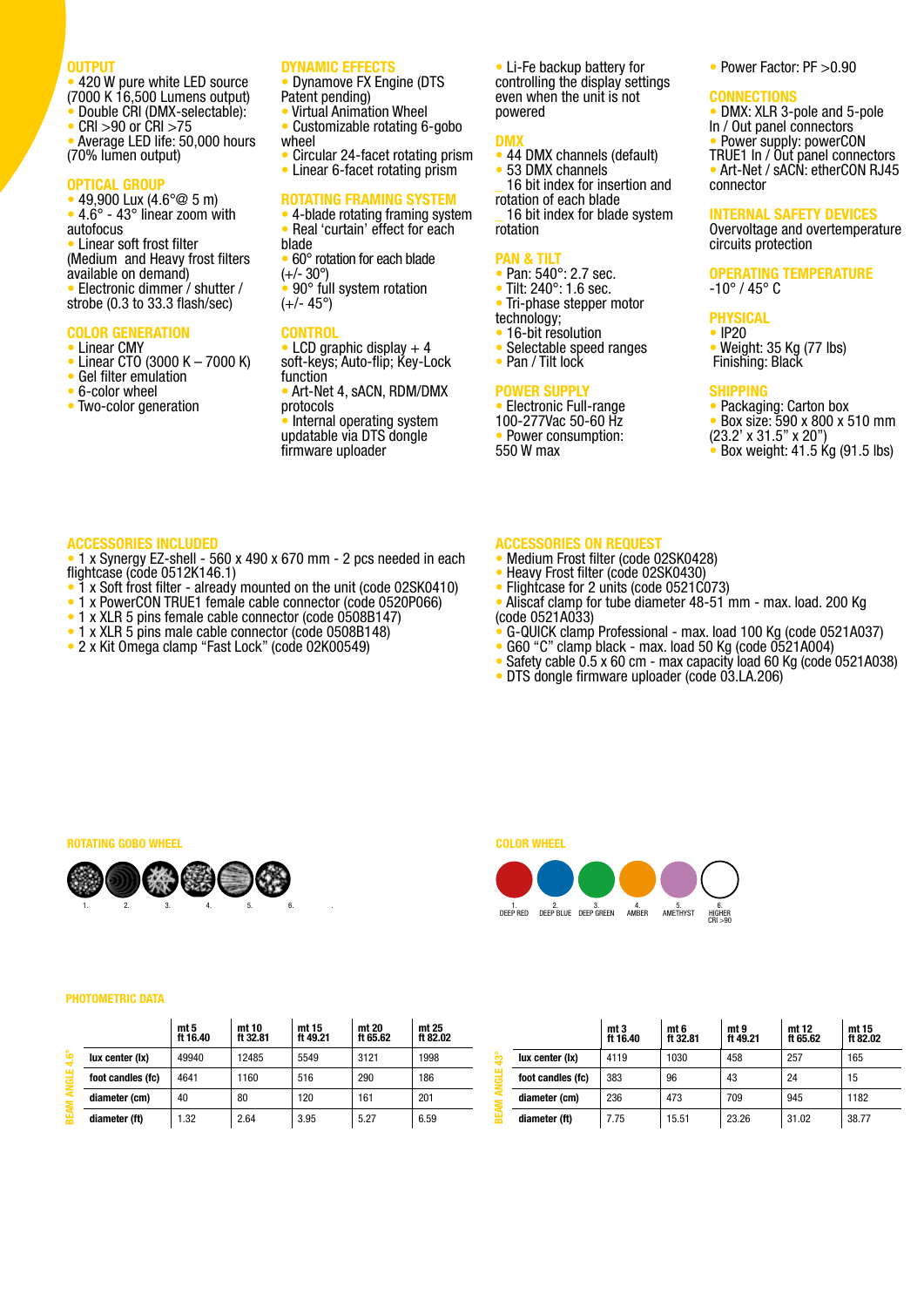## OUTPUT

- 420 W pure white LED source (7000 K 16,500 Lumens output)
- Double CRI (DMX-selectable): 
- CRI >90 or CRI >75
- Average LED life: 50,000 hours (70% lumen output)

## OPTICAL GROUP

- 49,900 Lux (4.6°@ 5 m)
- 4.6° - 43° linear zoom with autofocus
- Linear soft frost filter (Medium and Heavy frost filters available on demand)
- Electronic dimmer / shutter / strobe (0.3 to 33.3 flash/sec)

## COLOR GENERATION

- Linear CMY
- Linear CTO (3000 K – 7000 K)
- Gel filter emulation
- 6-color wheel
- Two-color generation

## DYNAMIC EFFECTS

- Dynamove FX Engine (DTS Patent pending)
- Virtual Animation Wheel
- Customizable rotating 6-gobo wheel
- Circular 24-facet rotating prism
- Linear 6-facet rotating prism

## ROTATING FRAMING SYSTEM

- 4-blade rotating framing system
- Real 'curtain' effect for each blade
- 60° rotation for each blade (+/- 30°)
- 90° full system rotation (+/- 45°)

## CONTROL

- LCD graphic display + 4 soft-keys; Auto-flip; Key-Lock function
- Art-Net 4, sACN, RDM/DMX protocols
- Internal operating system updatable via DTS dongle firmware uploader
- Li-Fe backup battery for controlling the display settings even when the unit is not powered

## DMX

- 44 DMX channels (default)
- 53 DMX channels
  _ 16 bit index for insertion and rotation of each blade
  _ 16 bit index for blade system rotation

## PAN & TILT

- Pan: 540°: 2.7 sec.
- Tilt: 240°: 1.6 sec.
- Tri-phase stepper motor technology;
- 16-bit resolution
- Selectable speed ranges
- Pan / Tilt lock

## POWER SUPPLY

- Electronic Full-range 100-277Vac 50-60 Hz
- Power consumption: 550 W max
- Power Factor: PF >0.90

## CONNECTIONS

- DMX: XLR 3-pole and 5-pole In / Out panel connectors
- Power supply: powerCON TRUE1 In / Out panel connectors
- Art-Net / sACN: etherCON RJ45 connector

## INTERNAL SAFETY DEVICES

Overvoltage and overtemperature circuits protection

## OPERATING TEMPERATURE

-10° / 45° C

## PHYSICAL

- IP20
- Weight: 35 Kg (77 lbs)
  Finishing: Black

## SHIPPING

- Packaging: Carton box
- Box size: 590 x 800 x 510 mm (23.2' x 31.5" x 20")
- Box weight: 41.5 Kg (91.5 lbs)

## ACCESSORIES INCLUDED

- 1 x Synergy EZ-shell - 560 x 490 x 670 mm - 2 pcs needed in each flightcase (code 0512K146.1)
- 1 x Soft frost filter - already mounted on the unit (code 02SK0410)
- 1 x PowerCON TRUE1 female cable connector (code 0520P066)
- 1 x XLR 5 pins female cable connector (code 0508B147)
- 1 x XLR 5 pins male cable connector (code 0508B148)
- 2 x Kit Omega clamp "Fast Lock" (code 02K00549)

## ACCESSORIES ON REQUEST

- Medium Frost filter (code 02SK0428)
- Heavy Frost filter (code 02SK0430)
- Flightcase for 2 units (code 0521C073)
- Aliscaf clamp for tube diameter 48-51 mm - max. load. 200 Kg (code 0521A033)
- G-QUICK clamp Professional - max. load 100 Kg (code 0521A037)
- G60 "C" clamp black - max. load 50 Kg (code 0521A004)
- Safety cable 0.5 x 60 cm - max capacity load 60 Kg (code 0521A038)
- DTS dongle firmware uploader (code 03.LA.206)

## ROTATING GOBO WHEEL

1. 2. 3. 4. 5. 6.

## COLOR WHEEL

1. DEEP RED
2. DEEP BLUE
3. DEEP GREEN
4. AMBER
5. AMETHYST
6. HIGHER CRI >90

## PHOTOMETRIC DATA

BEAM ANGLE 4.6°

| | mt 5 ft 16.40 | mt 10 ft 32.81 | mt 15 ft 49.21 | mt 20 ft 65.62 | mt 25 ft 82.02 |
|---|---|---|---|---|---|
| lux center (lx) | 49940 | 12485 | 5549 | 3121 | 1998 |
| foot candles (fc) | 4641 | 1160 | 516 | 290 | 186 |
| diameter (cm) | 40 | 80 | 120 | 161 | 201 |
| diameter (ft) | 1.32 | 2.64 | 3.95 | 5.27 | 6.59 |

BEAM ANGLE 43°

| | mt 3 ft 16.40 | mt 6 ft 32.81 | mt 9 ft 49.21 | mt 12 ft 65.62 | mt 15 ft 82.02 |
|---|---|---|---|---|---|
| lux center (lx) | 4119 | 1030 | 458 | 257 | 165 |
| foot candles (fc) | 383 | 96 | 43 | 24 | 15 |
| diameter (cm) | 236 | 473 | 709 | 945 | 1182 |
| diameter (ft) | 7.75 | 15.51 | 23.26 | 31.02 | 38.77 |